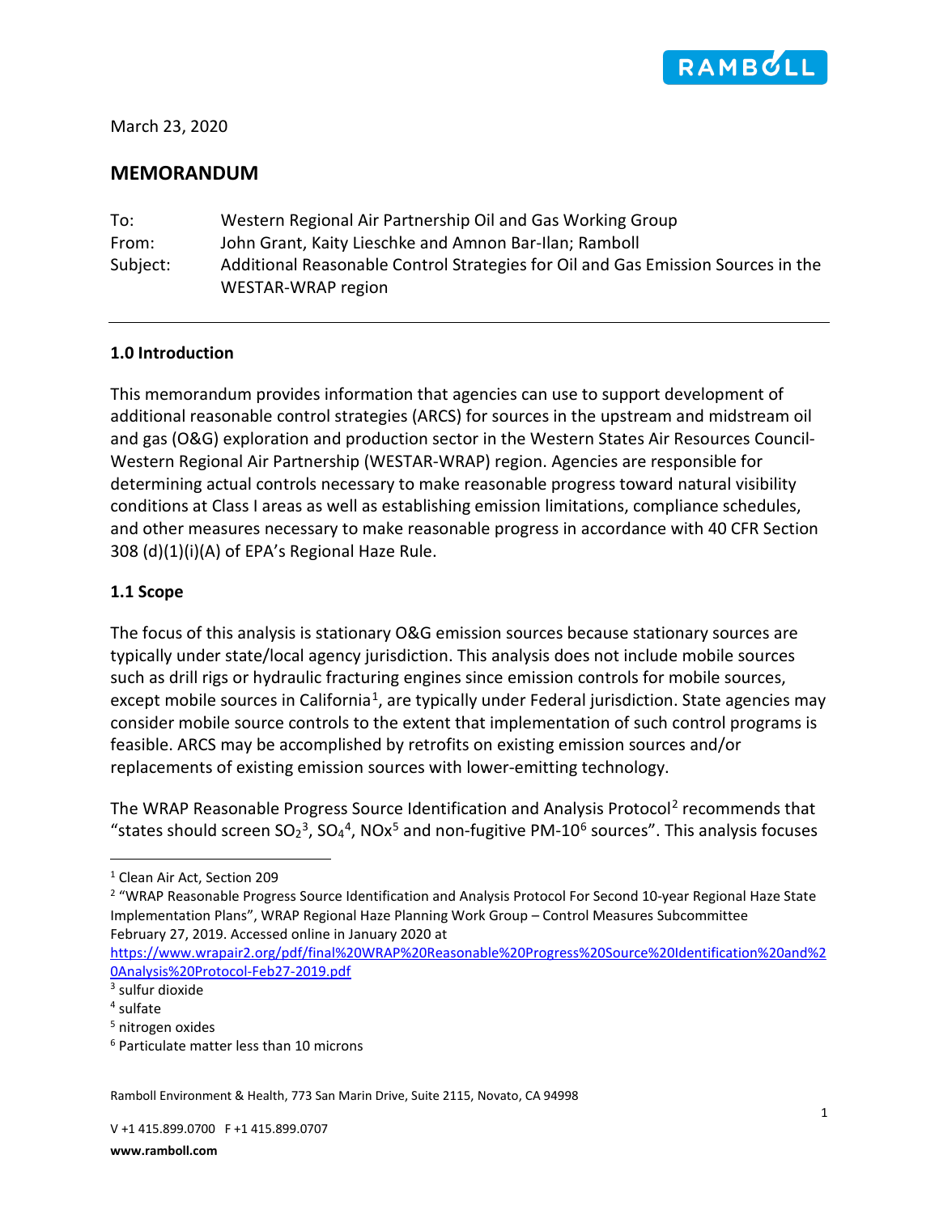March 23, 2020

## MEMORANDUM

| | |
|---|---|
| To: | Western Regional Air Partnership Oil and Gas Working Group |
| From: | John Grant, Kaity Lieschke and Amnon Bar-Ilan; Ramboll |
| Subject: | Additional Reasonable Control Strategies for Oil and Gas Emission Sources in the WESTAR-WRAP region |

### 1.0 Introduction

This memorandum provides information that agencies can use to support development of additional reasonable control strategies (ARCS) for sources in the upstream and midstream oil and gas (O&G) exploration and production sector in the Western States Air Resources Council-Western Regional Air Partnership (WESTAR-WRAP) region. Agencies are responsible for determining actual controls necessary to make reasonable progress toward natural visibility conditions at Class I areas as well as establishing emission limitations, compliance schedules, and other measures necessary to make reasonable progress in accordance with 40 CFR Section 308 (d)(1)(i)(A) of EPA's Regional Haze Rule.

### 1.1 Scope

The focus of this analysis is stationary O&G emission sources because stationary sources are typically under state/local agency jurisdiction. This analysis does not include mobile sources such as drill rigs or hydraulic fracturing engines since emission controls for mobile sources, except mobile sources in California[1], are typically under Federal jurisdiction. State agencies may consider mobile source controls to the extent that implementation of such control programs is feasible. ARCS may be accomplished by retrofits on existing emission sources and/or replacements of existing emission sources with lower-emitting technology.

The WRAP Reasonable Progress Source Identification and Analysis Protocol[2] recommends that "states should screen $SO_2$[3], $SO_4$[4], NOx[5] and non-fugitive PM-10[6] sources". This analysis focuses

---

[1] Clean Air Act, Section 209

[2] "WRAP Reasonable Progress Source Identification and Analysis Protocol For Second 10-year Regional Haze State Implementation Plans", WRAP Regional Haze Planning Work Group – Control Measures Subcommittee February 27, 2019. Accessed online in January 2020 at https://www.wrapair2.org/pdf/final%20WRAP%20Reasonable%20Progress%20Source%20Identification%20and%20Analysis%20Protocol-Feb27-2019.pdf

[3] sulfur dioxide

[4] sulfate

[5] nitrogen oxides

[6] Particulate matter less than 10 microns

Ramboll Environment & Health, 773 San Marin Drive, Suite 2115, Novato, CA 94998

V +1 415.899.0700 F +1 415.899.0707

**www.ramboll.com**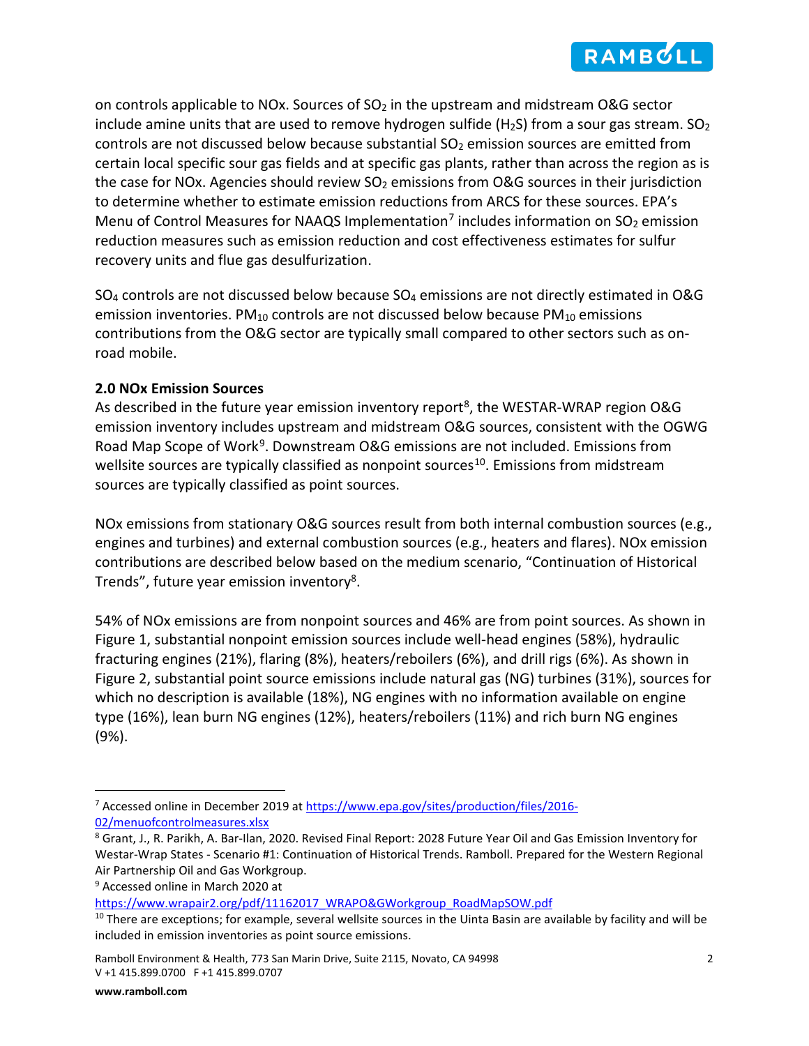on controls applicable to NOx. Sources of $SO_2$ in the upstream and midstream O&G sector include amine units that are used to remove hydrogen sulfide ($H_2S$) from a sour gas stream. $SO_2$ controls are not discussed below because substantial $SO_2$ emission sources are emitted from certain local specific sour gas fields and at specific gas plants, rather than across the region as is the case for NOx. Agencies should review $SO_2$ emissions from O&G sources in their jurisdiction to determine whether to estimate emission reductions from ARCS for these sources. EPA's Menu of Control Measures for NAAQS Implementation[7] includes information on $SO_2$ emission reduction measures such as emission reduction and cost effectiveness estimates for sulfur recovery units and flue gas desulfurization.

$SO_4$ controls are not discussed below because $SO_4$ emissions are not directly estimated in O&G emission inventories. $PM_{10}$ controls are not discussed below because $PM_{10}$ emissions contributions from the O&G sector are typically small compared to other sectors such as on-road mobile.

**2.0 NOx Emission Sources**

As described in the future year emission inventory report[8], the WESTAR-WRAP region O&G emission inventory includes upstream and midstream O&G sources, consistent with the OGWG Road Map Scope of Work[9]. Downstream O&G emissions are not included. Emissions from wellsite sources are typically classified as nonpoint sources[10]. Emissions from midstream sources are typically classified as point sources.

NOx emissions from stationary O&G sources result from both internal combustion sources (e.g., engines and turbines) and external combustion sources (e.g., heaters and flares). NOx emission contributions are described below based on the medium scenario, "Continuation of Historical Trends", future year emission inventory[8].

54% of NOx emissions are from nonpoint sources and 46% are from point sources. As shown in Figure 1, substantial nonpoint emission sources include well-head engines (58%), hydraulic fracturing engines (21%), flaring (8%), heaters/reboilers (6%), and drill rigs (6%). As shown in Figure 2, substantial point source emissions include natural gas (NG) turbines (31%), sources for which no description is available (18%), NG engines with no information available on engine type (16%), lean burn NG engines (12%), heaters/reboilers (11%) and rich burn NG engines (9%).

---

[7] Accessed online in December 2019 at https://www.epa.gov/sites/production/files/2016-02/menuofcontrolmeasures.xlsx

[8] Grant, J., R. Parikh, A. Bar-Ilan, 2020. Revised Final Report: 2028 Future Year Oil and Gas Emission Inventory for Westar-Wrap States - Scenario #1: Continuation of Historical Trends. Ramboll. Prepared for the Western Regional Air Partnership Oil and Gas Workgroup.

[9] Accessed online in March 2020 at https://www.wrapair2.org/pdf/11162017_WRAPO&GWorkgroup_RoadMapSOW.pdf

[10] There are exceptions; for example, several wellsite sources in the Uinta Basin are available by facility and will be included in emission inventories as point source emissions.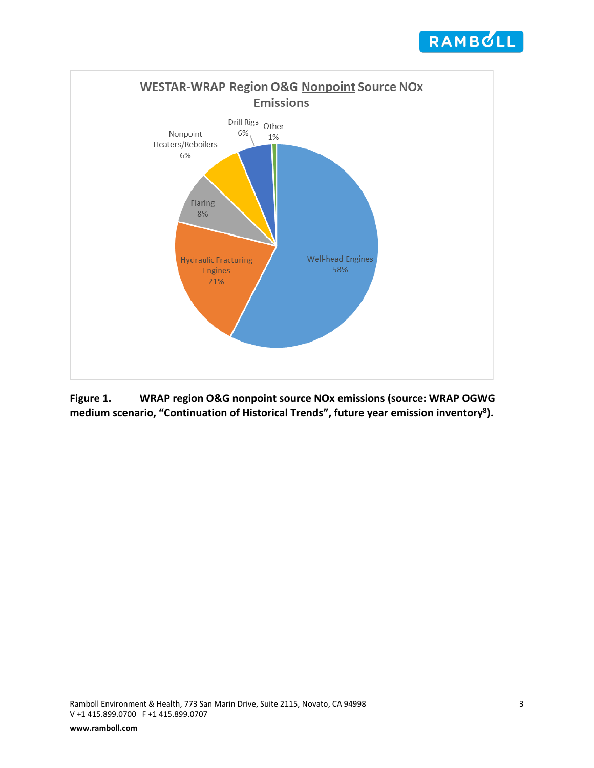**Figure 1. WRAP region O&G nonpoint source NOx emissions (source: WRAP OGWG medium scenario, "Continuation of Historical Trends", future year emission inventory[8]).**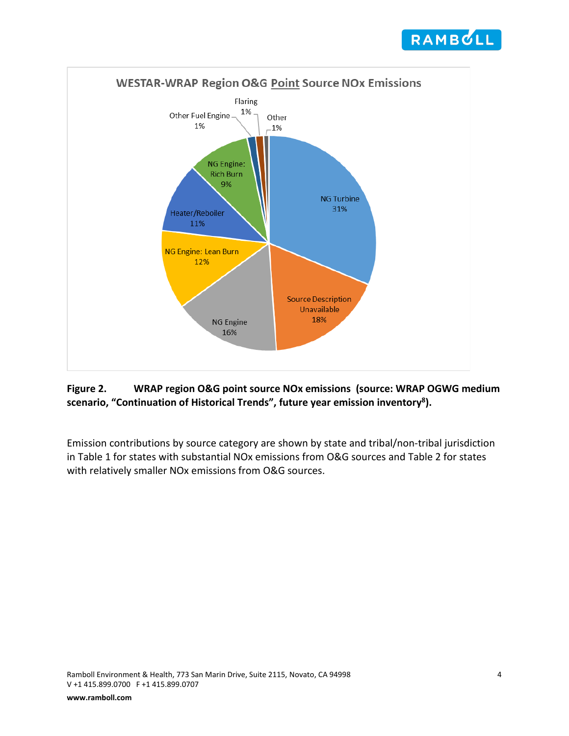**Figure 2. WRAP region O&G point source NOx emissions (source: WRAP OGWG medium scenario, "Continuation of Historical Trends", future year emission inventory[8]).**

Emission contributions by source category are shown by state and tribal/non-tribal jurisdiction in Table 1 for states with substantial NOx emissions from O&G sources and Table 2 for states with relatively smaller NOx emissions from O&G sources.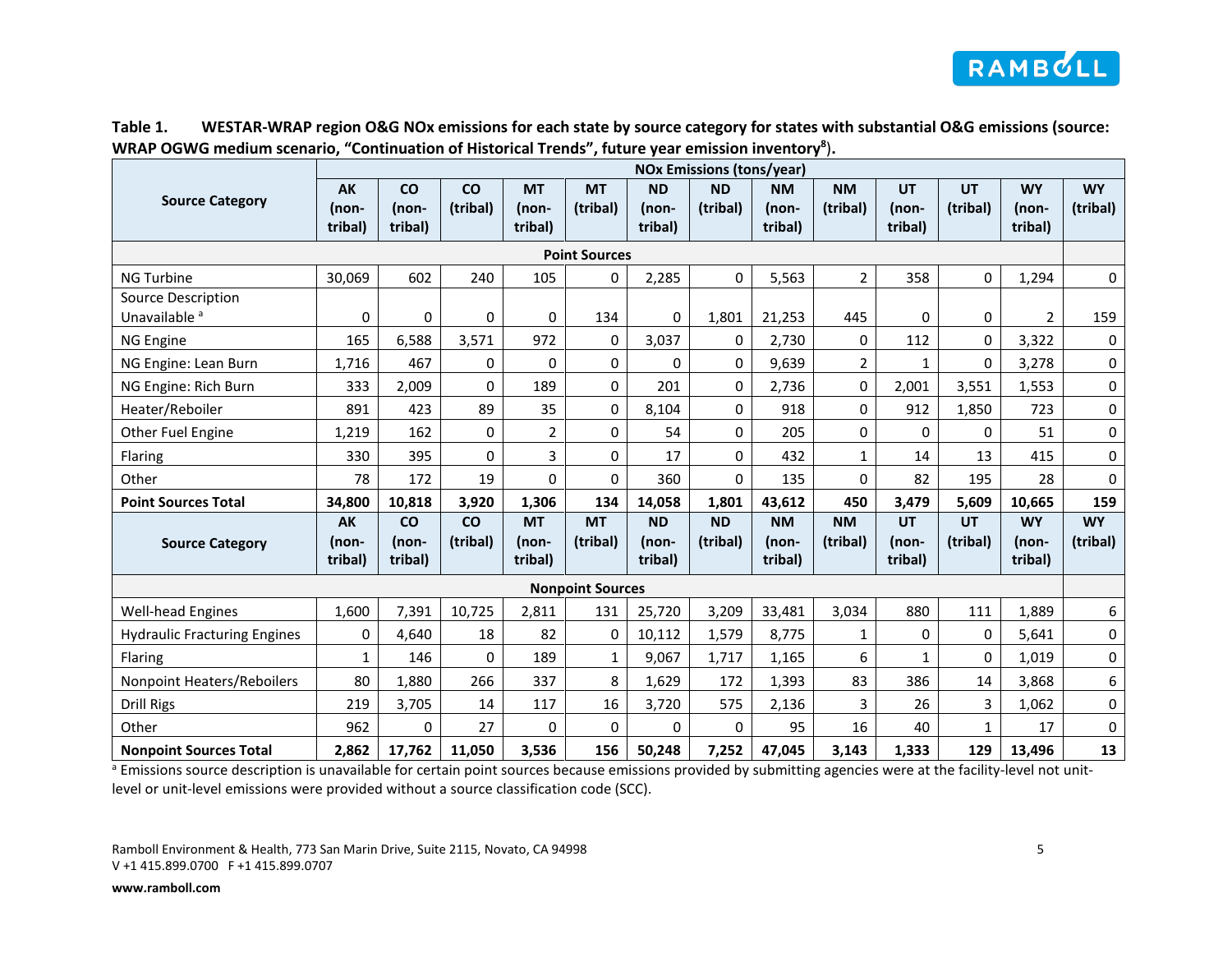**Table 1. WESTAR-WRAP region O&G NOx emissions for each state by source category for states with substantial O&G emissions (source: WRAP OGWG medium scenario, "Continuation of Historical Trends", future year emission inventory[8]).**

| Source Category | NOx Emissions (tons/year) | | | | | | | | | | | |
|---|---|---|---|---|---|---|---|---|---|---|---|---|
| | AK (non-tribal) | CO (non-tribal) | CO (tribal) | MT (non-tribal) | MT (tribal) | ND (non-tribal) | ND (tribal) | NM (non-tribal) | NM (tribal) | UT (non-tribal) | UT (tribal) | WY (non-tribal) | WY (tribal) |
| **Point Sources** | | | | | | | | | | | | | |
| NG Turbine | 30,069 | 602 | 240 | 105 | 0 | 2,285 | 0 | 5,563 | 2 | 358 | 0 | 1,294 | 0 |
| Source Description Unavailable [a] | 0 | 0 | 0 | 0 | 134 | 0 | 1,801 | 21,253 | 445 | 0 | 0 | 2 | 159 |
| NG Engine | 165 | 6,588 | 3,571 | 972 | 0 | 3,037 | 0 | 2,730 | 0 | 112 | 0 | 3,322 | 0 |
| NG Engine: Lean Burn | 1,716 | 467 | 0 | 0 | 0 | 0 | 0 | 9,639 | 2 | 1 | 0 | 3,278 | 0 |
| NG Engine: Rich Burn | 333 | 2,009 | 0 | 189 | 0 | 201 | 0 | 2,736 | 0 | 2,001 | 3,551 | 1,553 | 0 |
| Heater/Reboiler | 891 | 423 | 89 | 35 | 0 | 8,104 | 0 | 918 | 0 | 912 | 1,850 | 723 | 0 |
| Other Fuel Engine | 1,219 | 162 | 0 | 2 | 0 | 54 | 0 | 205 | 0 | 0 | 0 | 51 | 0 |
| Flaring | 330 | 395 | 0 | 3 | 0 | 17 | 0 | 432 | 1 | 14 | 13 | 415 | 0 |
| Other | 78 | 172 | 19 | 0 | 0 | 360 | 0 | 135 | 0 | 82 | 195 | 28 | 0 |
| **Point Sources Total** | **34,800** | **10,818** | **3,920** | **1,306** | **134** | **14,058** | **1,801** | **43,612** | **450** | **3,479** | **5,609** | **10,665** | **159** |
| **Source Category** | **AK (non-tribal)** | **CO (non-tribal)** | **CO (tribal)** | **MT (non-tribal)** | **MT (tribal)** | **ND (non-tribal)** | **ND (tribal)** | **NM (non-tribal)** | **NM (tribal)** | **UT (non-tribal)** | **UT (tribal)** | **WY (non-tribal)** | **WY (tribal)** |
| **Nonpoint Sources** | | | | | | | | | | | | | |
| Well-head Engines | 1,600 | 7,391 | 10,725 | 2,811 | 131 | 25,720 | 3,209 | 33,481 | 3,034 | 880 | 111 | 1,889 | 6 |
| Hydraulic Fracturing Engines | 0 | 4,640 | 18 | 82 | 0 | 10,112 | 1,579 | 8,775 | 1 | 0 | 0 | 5,641 | 0 |
| Flaring | 1 | 146 | 0 | 189 | 1 | 9,067 | 1,717 | 1,165 | 6 | 1 | 0 | 1,019 | 0 |
| Nonpoint Heaters/Reboilers | 80 | 1,880 | 266 | 337 | 8 | 1,629 | 172 | 1,393 | 83 | 386 | 14 | 3,868 | 6 |
| Drill Rigs | 219 | 3,705 | 14 | 117 | 16 | 3,720 | 575 | 2,136 | 3 | 26 | 3 | 1,062 | 0 |
| Other | 962 | 0 | 27 | 0 | 0 | 0 | 0 | 95 | 16 | 40 | 1 | 17 | 0 |
| **Nonpoint Sources Total** | **2,862** | **17,762** | **11,050** | **3,536** | **156** | **50,248** | **7,252** | **47,045** | **3,143** | **1,333** | **129** | **13,496** | **13** |

[a] Emissions source description is unavailable for certain point sources because emissions provided by submitting agencies were at the facility-level not unit-level or unit-level emissions were provided without a source classification code (SCC).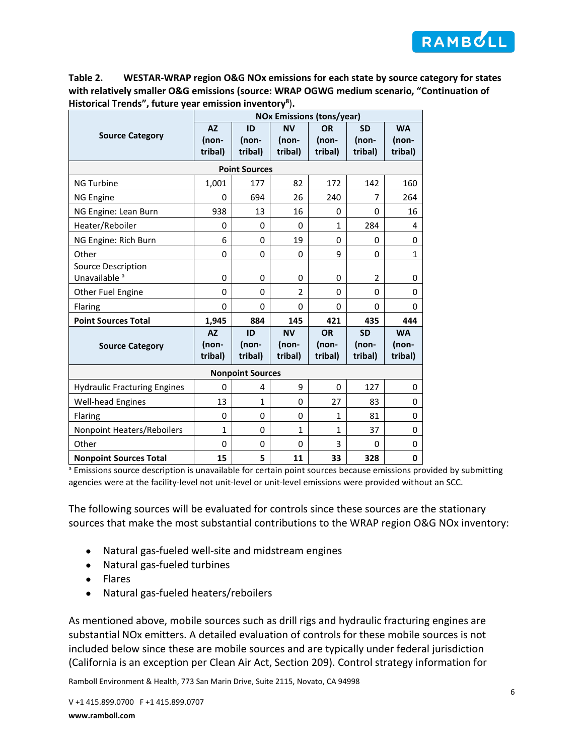**Table 2. WESTAR-WRAP region O&G NOx emissions for each state by source category for states with relatively smaller O&G emissions (source: WRAP OGWG medium scenario, "Continuation of Historical Trends", future year emission inventory[8]).**

| Source Category | NOx Emissions (tons/year) | | | | | |
|---|---|---|---|---|---|---|
| | AZ (non-tribal) | ID (non-tribal) | NV (non-tribal) | OR (non-tribal) | SD (non-tribal) | WA (non-tribal) |
| **Point Sources** | | | | | | |
| NG Turbine | 1,001 | 177 | 82 | 172 | 142 | 160 |
| NG Engine | 0 | 694 | 26 | 240 | 7 | 264 |
| NG Engine: Lean Burn | 938 | 13 | 16 | 0 | 0 | 16 |
| Heater/Reboiler | 0 | 0 | 0 | 1 | 284 | 4 |
| NG Engine: Rich Burn | 6 | 0 | 19 | 0 | 0 | 0 |
| Other | 0 | 0 | 0 | 9 | 0 | 1 |
| Source Description Unavailable [a] | 0 | 0 | 0 | 0 | 2 | 0 |
| Other Fuel Engine | 0 | 0 | 2 | 0 | 0 | 0 |
| Flaring | 0 | 0 | 0 | 0 | 0 | 0 |
| **Point Sources Total** | **1,945** | **884** | **145** | **421** | **435** | **444** |
| **Source Category** | **AZ (non-tribal)** | **ID (non-tribal)** | **NV (non-tribal)** | **OR (non-tribal)** | **SD (non-tribal)** | **WA (non-tribal)** |
| **Nonpoint Sources** | | | | | | |
| Hydraulic Fracturing Engines | 0 | 4 | 9 | 0 | 127 | 0 |
| Well-head Engines | 13 | 1 | 0 | 27 | 83 | 0 |
| Flaring | 0 | 0 | 0 | 1 | 81 | 0 |
| Nonpoint Heaters/Reboilers | 1 | 0 | 1 | 1 | 37 | 0 |
| Other | 0 | 0 | 0 | 3 | 0 | 0 |
| **Nonpoint Sources Total** | **15** | **5** | **11** | **33** | **328** | **0** |

[a] Emissions source description is unavailable for certain point sources because emissions provided by submitting agencies were at the facility-level not unit-level or unit-level emissions were provided without an SCC.

The following sources will be evaluated for controls since these sources are the stationary sources that make the most substantial contributions to the WRAP region O&G NOx inventory:

- Natural gas-fueled well-site and midstream engines
- Natural gas-fueled turbines
- Flares
- Natural gas-fueled heaters/reboilers

As mentioned above, mobile sources such as drill rigs and hydraulic fracturing engines are substantial NOx emitters. A detailed evaluation of controls for these mobile sources is not included below since these are mobile sources and are typically under federal jurisdiction (California is an exception per Clean Air Act, Section 209). Control strategy information for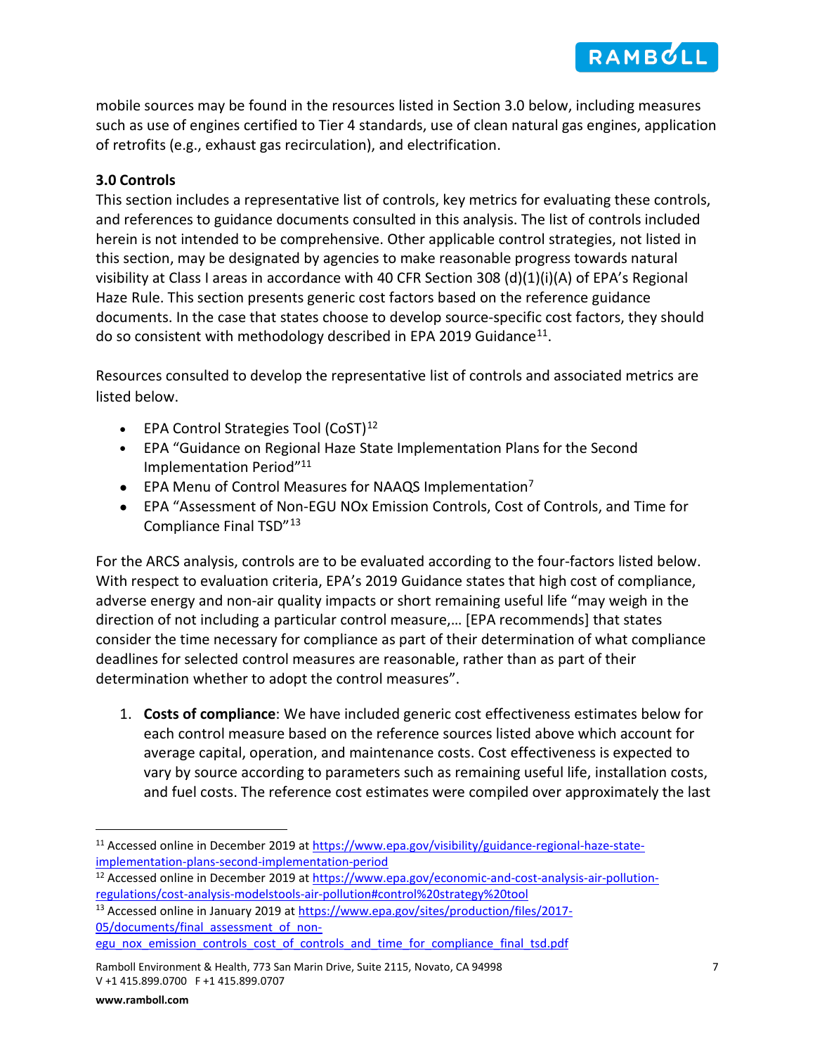mobile sources may be found in the resources listed in Section 3.0 below, including measures such as use of engines certified to Tier 4 standards, use of clean natural gas engines, application of retrofits (e.g., exhaust gas recirculation), and electrification.

### 3.0 Controls

This section includes a representative list of controls, key metrics for evaluating these controls, and references to guidance documents consulted in this analysis. The list of controls included herein is not intended to be comprehensive. Other applicable control strategies, not listed in this section, may be designated by agencies to make reasonable progress towards natural visibility at Class I areas in accordance with 40 CFR Section 308 (d)(1)(i)(A) of EPA's Regional Haze Rule. This section presents generic cost factors based on the reference guidance documents. In the case that states choose to develop source-specific cost factors, they should do so consistent with methodology described in EPA 2019 Guidance[11].

Resources consulted to develop the representative list of controls and associated metrics are listed below.

- EPA Control Strategies Tool (CoST)[12]
- EPA "Guidance on Regional Haze State Implementation Plans for the Second Implementation Period"[11]
- EPA Menu of Control Measures for NAAQS Implementation[7]
- EPA "Assessment of Non-EGU NOx Emission Controls, Cost of Controls, and Time for Compliance Final TSD"[13]

For the ARCS analysis, controls are to be evaluated according to the four-factors listed below. With respect to evaluation criteria, EPA's 2019 Guidance states that high cost of compliance, adverse energy and non-air quality impacts or short remaining useful life "may weigh in the direction of not including a particular control measure,… [EPA recommends] that states consider the time necessary for compliance as part of their determination of what compliance deadlines for selected control measures are reasonable, rather than as part of their determination whether to adopt the control measures".

1. **Costs of compliance**: We have included generic cost effectiveness estimates below for each control measure based on the reference sources listed above which account for average capital, operation, and maintenance costs. Cost effectiveness is expected to vary by source according to parameters such as remaining useful life, installation costs, and fuel costs. The reference cost estimates were compiled over approximately the last

---

[11] Accessed online in December 2019 at https://www.epa.gov/visibility/guidance-regional-haze-state-implementation-plans-second-implementation-period

[12] Accessed online in December 2019 at https://www.epa.gov/economic-and-cost-analysis-air-pollution-regulations/cost-analysis-modelstools-air-pollution#control%20strategy%20tool

[13] Accessed online in January 2019 at https://www.epa.gov/sites/production/files/2017-05/documents/final_assessment_of_non-egu_nox_emission_controls_cost_of_controls_and_time_for_compliance_final_tsd.pdf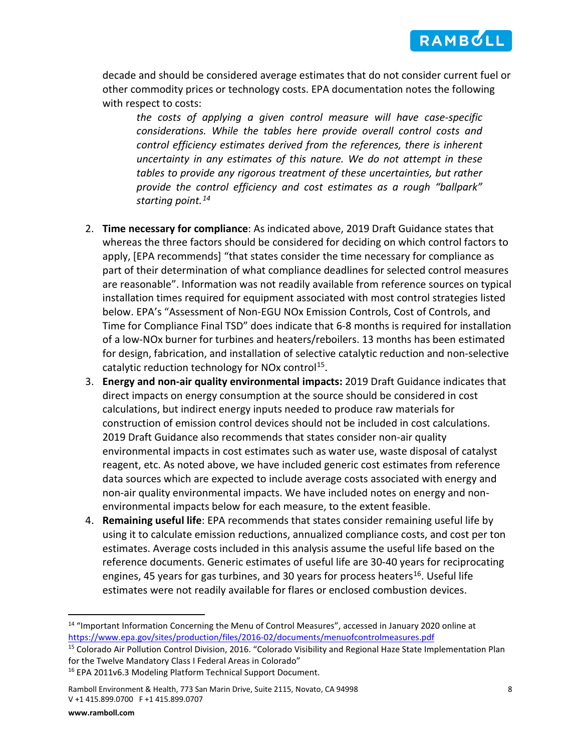decade and should be considered average estimates that do not consider current fuel or other commodity prices or technology costs. EPA documentation notes the following with respect to costs:

> *the costs of applying a given control measure will have case-specific considerations. While the tables here provide overall control costs and control efficiency estimates derived from the references, there is inherent uncertainty in any estimates of this nature. We do not attempt in these tables to provide any rigorous treatment of these uncertainties, but rather provide the control efficiency and cost estimates as a rough "ballpark" starting point.*[14]

2. **Time necessary for compliance**: As indicated above, 2019 Draft Guidance states that whereas the three factors should be considered for deciding on which control factors to apply, [EPA recommends] "that states consider the time necessary for compliance as part of their determination of what compliance deadlines for selected control measures are reasonable". Information was not readily available from reference sources on typical installation times required for equipment associated with most control strategies listed below. EPA's "Assessment of Non-EGU NOx Emission Controls, Cost of Controls, and Time for Compliance Final TSD" does indicate that 6-8 months is required for installation of a low-NOx burner for turbines and heaters/reboilers. 13 months has been estimated for design, fabrication, and installation of selective catalytic reduction and non-selective catalytic reduction technology for NOx control[15].
3. **Energy and non-air quality environmental impacts:** 2019 Draft Guidance indicates that direct impacts on energy consumption at the source should be considered in cost calculations, but indirect energy inputs needed to produce raw materials for construction of emission control devices should not be included in cost calculations. 2019 Draft Guidance also recommends that states consider non-air quality environmental impacts in cost estimates such as water use, waste disposal of catalyst reagent, etc. As noted above, we have included generic cost estimates from reference data sources which are expected to include average costs associated with energy and non-air quality environmental impacts. We have included notes on energy and non-environmental impacts below for each measure, to the extent feasible.
4. **Remaining useful life**: EPA recommends that states consider remaining useful life by using it to calculate emission reductions, annualized compliance costs, and cost per ton estimates. Average costs included in this analysis assume the useful life based on the reference documents. Generic estimates of useful life are 30-40 years for reciprocating engines, 45 years for gas turbines, and 30 years for process heaters[16]. Useful life estimates were not readily available for flares or enclosed combustion devices.

---

[14] "Important Information Concerning the Menu of Control Measures", accessed in January 2020 online at https://www.epa.gov/sites/production/files/2016-02/documents/menuofcontrolmeasures.pdf

[15] Colorado Air Pollution Control Division, 2016. "Colorado Visibility and Regional Haze State Implementation Plan for the Twelve Mandatory Class I Federal Areas in Colorado"

[16] EPA 2011v6.3 Modeling Platform Technical Support Document.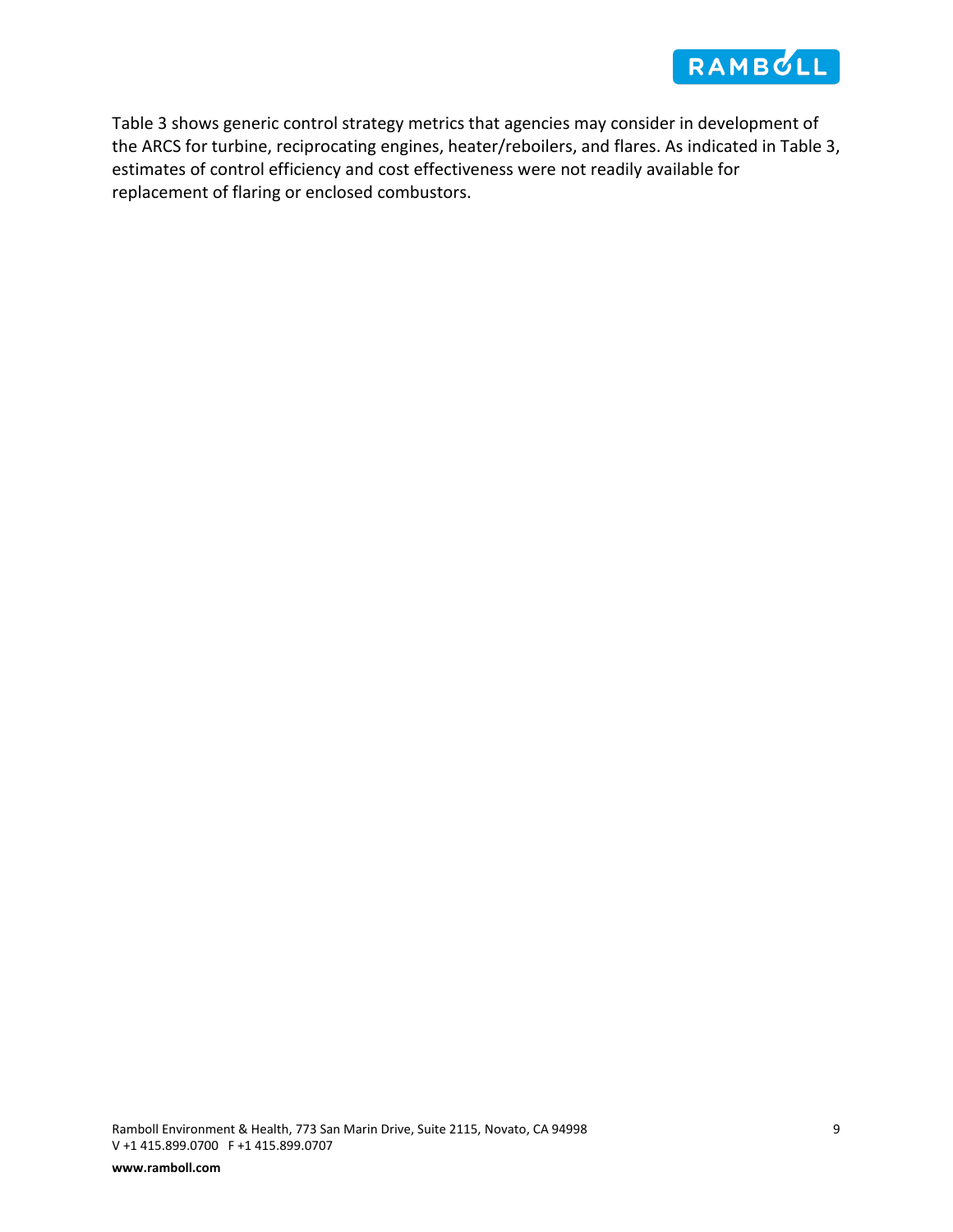Table 3 shows generic control strategy metrics that agencies may consider in development of the ARCS for turbine, reciprocating engines, heater/reboilers, and flares. As indicated in Table 3, estimates of control efficiency and cost effectiveness were not readily available for replacement of flaring or enclosed combustors.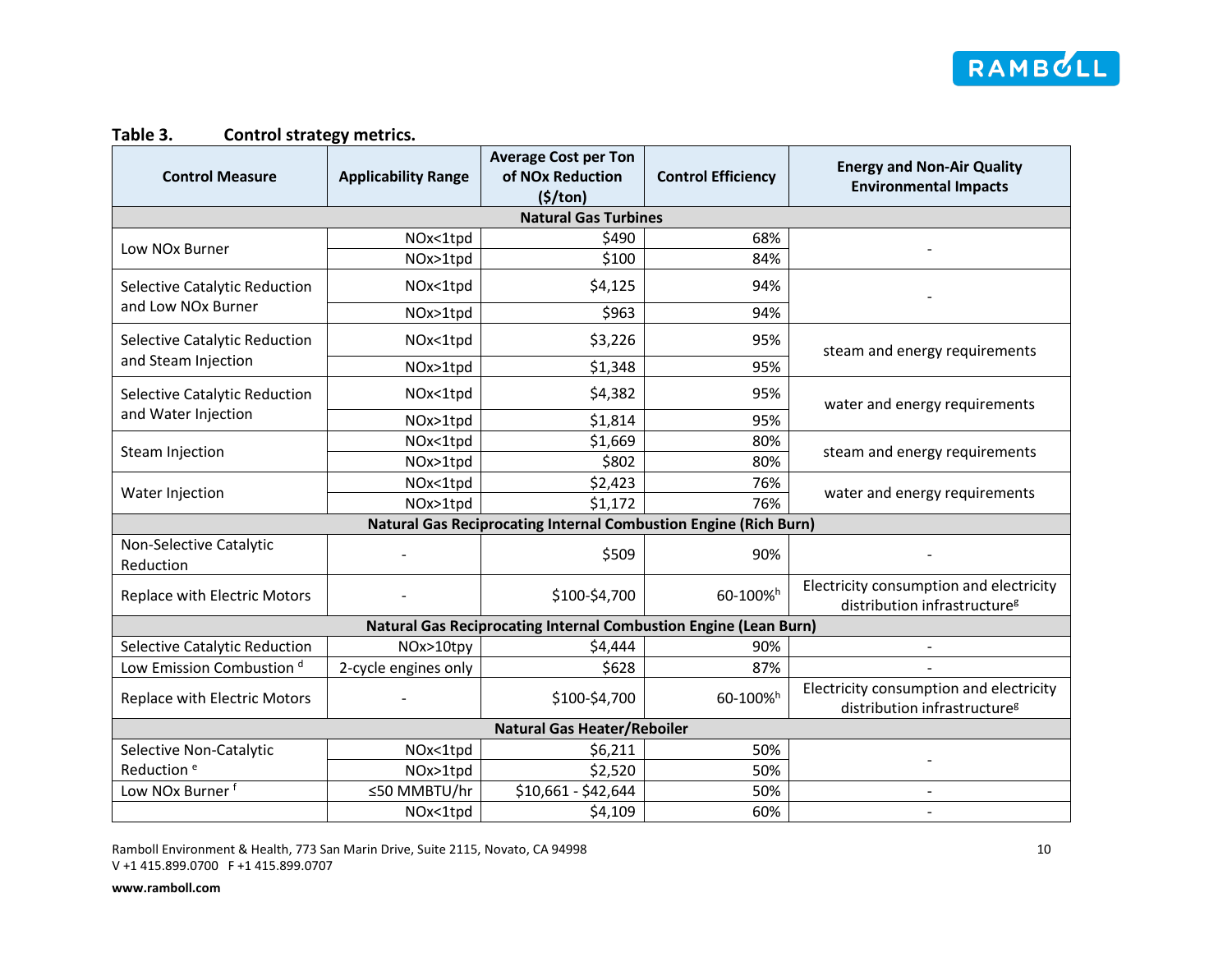**Table 3. Control strategy metrics.**

| Control Measure | Applicability Range | Average Cost per Ton of NOx Reduction ($/ton) | Control Efficiency | Energy and Non-Air Quality Environmental Impacts |
|---|---|---|---|---|
| **Natural Gas Turbines** | | | | |
| Low NOx Burner | NOx<1tpd | $490 | 68% | - |
| | NOx>1tpd | $100 | 84% | |
| Selective Catalytic Reduction and Low NOx Burner | NOx<1tpd | $4,125 | 94% | - |
| | NOx>1tpd | $963 | 94% | |
| Selective Catalytic Reduction and Steam Injection | NOx<1tpd | $3,226 | 95% | steam and energy requirements |
| | NOx>1tpd | $1,348 | 95% | |
| Selective Catalytic Reduction and Water Injection | NOx<1tpd | $4,382 | 95% | water and energy requirements |
| | NOx>1tpd | $1,814 | 95% | |
| Steam Injection | NOx<1tpd | $1,669 | 80% | steam and energy requirements |
| | NOx>1tpd | $802 | 80% | |
| Water Injection | NOx<1tpd | $2,423 | 76% | water and energy requirements |
| | NOx>1tpd | $1,172 | 76% | |
| **Natural Gas Reciprocating Internal Combustion Engine (Rich Burn)** | | | | |
| Non-Selective Catalytic Reduction | - | $509 | 90% | - |
| Replace with Electric Motors | - | $100-$4,700 | 60-100%[h] | Electricity consumption and electricity distribution infrastructure[g] |
| **Natural Gas Reciprocating Internal Combustion Engine (Lean Burn)** | | | | |
| Selective Catalytic Reduction | NOx>10tpy | $4,444 | 90% | - |
| Low Emission Combustion [d] | 2-cycle engines only | $628 | 87% | - |
| Replace with Electric Motors | - | $100-$4,700 | 60-100%[h] | Electricity consumption and electricity distribution infrastructure[g] |
| **Natural Gas Heater/Reboiler** | | | | |
| Selective Non-Catalytic Reduction [e] | NOx<1tpd | $6,211 | 50% | - |
| | NOx>1tpd | $2,520 | 50% | |
| Low NOx Burner [f] | ≤50 MMBTU/hr | $10,661 - $42,644 | 50% | - |
| | NOx<1tpd | $4,109 | 60% | - |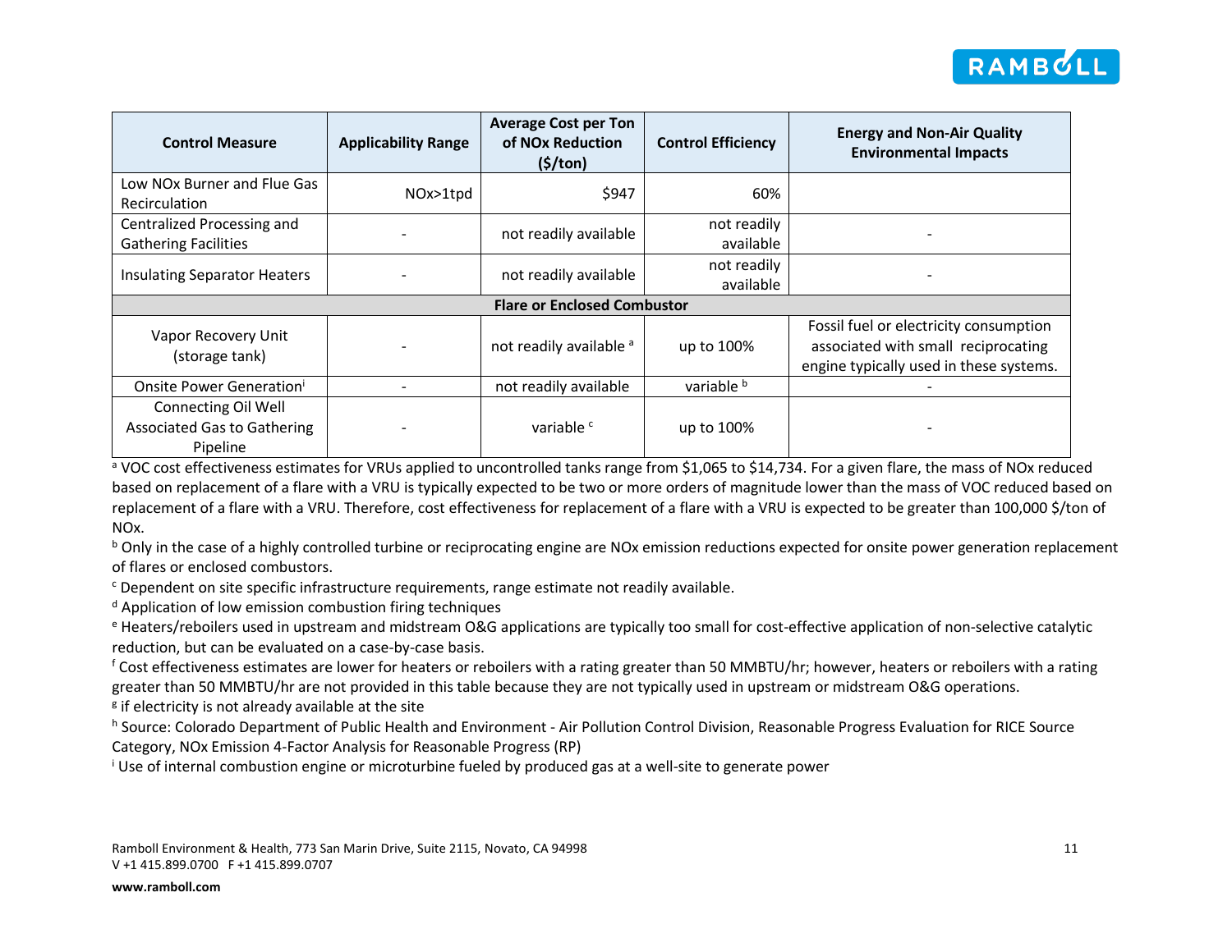| Control Measure | Applicability Range | Average Cost per Ton of NOx Reduction ($/ton) | Control Efficiency | Energy and Non-Air Quality Environmental Impacts |
|---|---|---|---|---|
| Low NOx Burner and Flue Gas Recirculation | NOx>1tpd | $947 | 60% | |
| Centralized Processing and Gathering Facilities | - | not readily available | not readily available | - |
| Insulating Separator Heaters | - | not readily available | not readily available | - |
| **Flare or Enclosed Combustor** | | | | |
| Vapor Recovery Unit (storage tank) | - | not readily available [a] | up to 100% | Fossil fuel or electricity consumption associated with small reciprocating engine typically used in these systems. |
| Onsite Power Generation[i] | - | not readily available | variable [b] | - |
| Connecting Oil Well Associated Gas to Gathering Pipeline | - | variable [c] | up to 100% | - |

[a] VOC cost effectiveness estimates for VRUs applied to uncontrolled tanks range from $1,065 to $14,734. For a given flare, the mass of NOx reduced based on replacement of a flare with a VRU is typically expected to be two or more orders of magnitude lower than the mass of VOC reduced based on replacement of a flare with a VRU. Therefore, cost effectiveness for replacement of a flare with a VRU is expected to be greater than 100,000 $/ton of NOx.

[b] Only in the case of a highly controlled turbine or reciprocating engine are NOx emission reductions expected for onsite power generation replacement of flares or enclosed combustors.

[c] Dependent on site specific infrastructure requirements, range estimate not readily available.

[d] Application of low emission combustion firing techniques

[e] Heaters/reboilers used in upstream and midstream O&G applications are typically too small for cost-effective application of non-selective catalytic reduction, but can be evaluated on a case-by-case basis.

[f] Cost effectiveness estimates are lower for heaters or reboilers with a rating greater than 50 MMBTU/hr; however, heaters or reboilers with a rating greater than 50 MMBTU/hr are not provided in this table because they are not typically used in upstream or midstream O&G operations.

[g] if electricity is not already available at the site

[h] Source: Colorado Department of Public Health and Environment - Air Pollution Control Division, Reasonable Progress Evaluation for RICE Source Category, NOx Emission 4-Factor Analysis for Reasonable Progress (RP)

[i] Use of internal combustion engine or microturbine fueled by produced gas at a well-site to generate power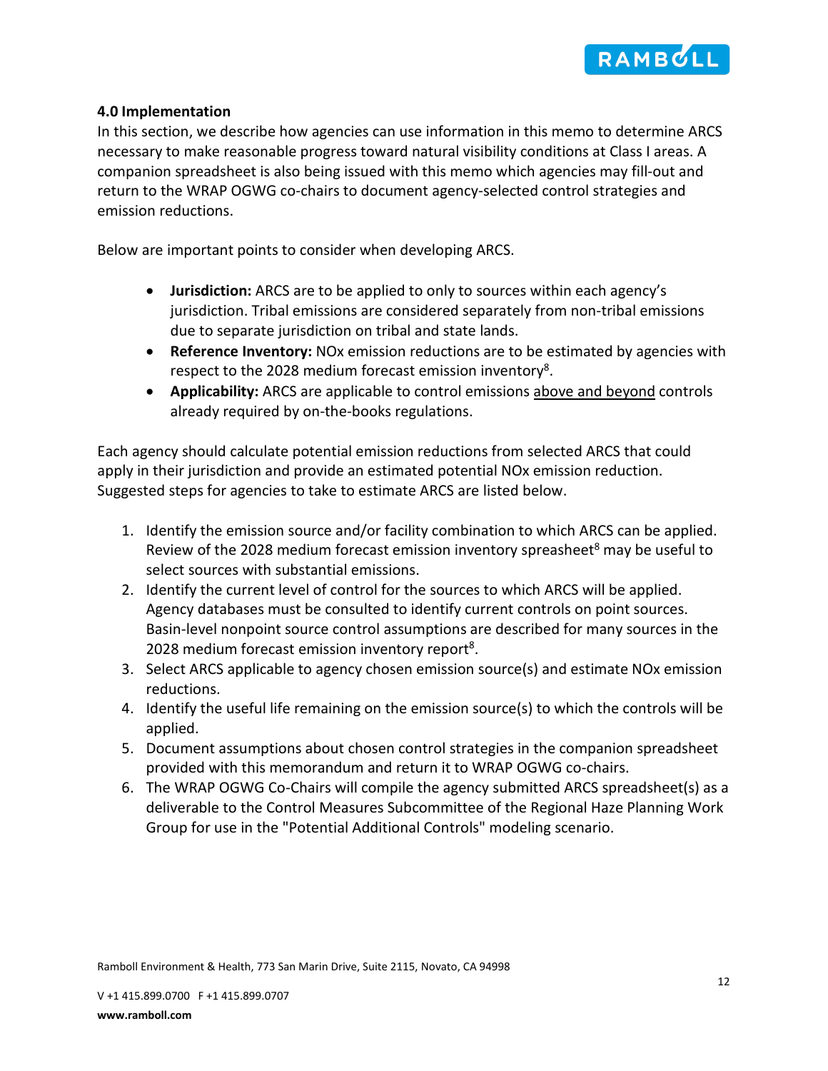**4.0 Implementation**

In this section, we describe how agencies can use information in this memo to determine ARCS necessary to make reasonable progress toward natural visibility conditions at Class I areas. A companion spreadsheet is also being issued with this memo which agencies may fill-out and return to the WRAP OGWG co-chairs to document agency-selected control strategies and emission reductions.

Below are important points to consider when developing ARCS.

- **Jurisdiction:** ARCS are to be applied to only to sources within each agency's jurisdiction. Tribal emissions are considered separately from non-tribal emissions due to separate jurisdiction on tribal and state lands.
- **Reference Inventory:** NOx emission reductions are to be estimated by agencies with respect to the 2028 medium forecast emission inventory[8].
- **Applicability:** ARCS are applicable to control emissions above and beyond controls already required by on-the-books regulations.

Each agency should calculate potential emission reductions from selected ARCS that could apply in their jurisdiction and provide an estimated potential NOx emission reduction. Suggested steps for agencies to take to estimate ARCS are listed below.

1. Identify the emission source and/or facility combination to which ARCS can be applied. Review of the 2028 medium forecast emission inventory spreasheet[8] may be useful to select sources with substantial emissions.
2. Identify the current level of control for the sources to which ARCS will be applied. Agency databases must be consulted to identify current controls on point sources. Basin-level nonpoint source control assumptions are described for many sources in the 2028 medium forecast emission inventory report[8].
3. Select ARCS applicable to agency chosen emission source(s) and estimate NOx emission reductions.
4. Identify the useful life remaining on the emission source(s) to which the controls will be applied.
5. Document assumptions about chosen control strategies in the companion spreadsheet provided with this memorandum and return it to WRAP OGWG co-chairs.
6. The WRAP OGWG Co-Chairs will compile the agency submitted ARCS spreadsheet(s) as a deliverable to the Control Measures Subcommittee of the Regional Haze Planning Work Group for use in the "Potential Additional Controls" modeling scenario.